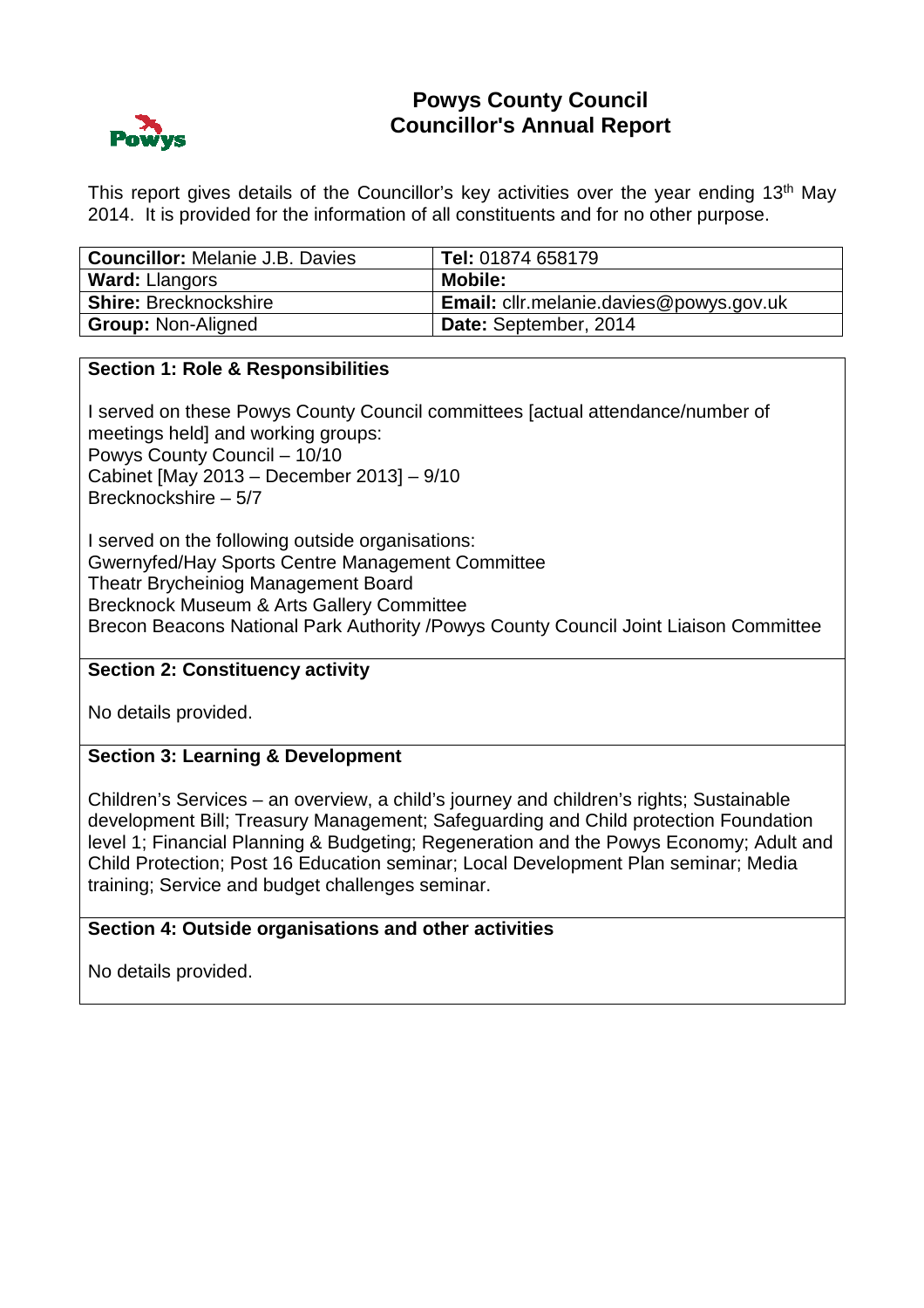# Powys County Council
## Councillor's Annual Report

This report gives details of the Councillor's key activities over the year ending 13th May 2014. It is provided for the information of all constituents and for no other purpose.

| **Councillor:** Melanie J.B. Davies | **Tel:** 01874 658179 |
|---|---|
| **Ward:** Llangors | **Mobile:** |
| **Shire:** Brecknockshire | **Email:** cllr.melanie.davies@powys.gov.uk |
| **Group:** Non-Aligned | **Date:** September, 2014 |

### Section 1: Role & Responsibilities

I served on these Powys County Council committees [actual attendance/number of meetings held] and working groups:
Powys County Council – 10/10
Cabinet [May 2013 – December 2013] – 9/10
Brecknockshire – 5/7

I served on the following outside organisations:
Gwernyfed/Hay Sports Centre Management Committee
Theatr Brycheiniog Management Board
Brecknock Museum & Arts Gallery Committee
Brecon Beacons National Park Authority /Powys County Council Joint Liaison Committee

### Section 2: Constituency activity

No details provided.

### Section 3: Learning & Development

Children's Services – an overview, a child's journey and children's rights; Sustainable development Bill; Treasury Management; Safeguarding and Child protection Foundation level 1; Financial Planning & Budgeting; Regeneration and the Powys Economy; Adult and Child Protection; Post 16 Education seminar; Local Development Plan seminar; Media training; Service and budget challenges seminar.

### Section 4: Outside organisations and other activities

No details provided.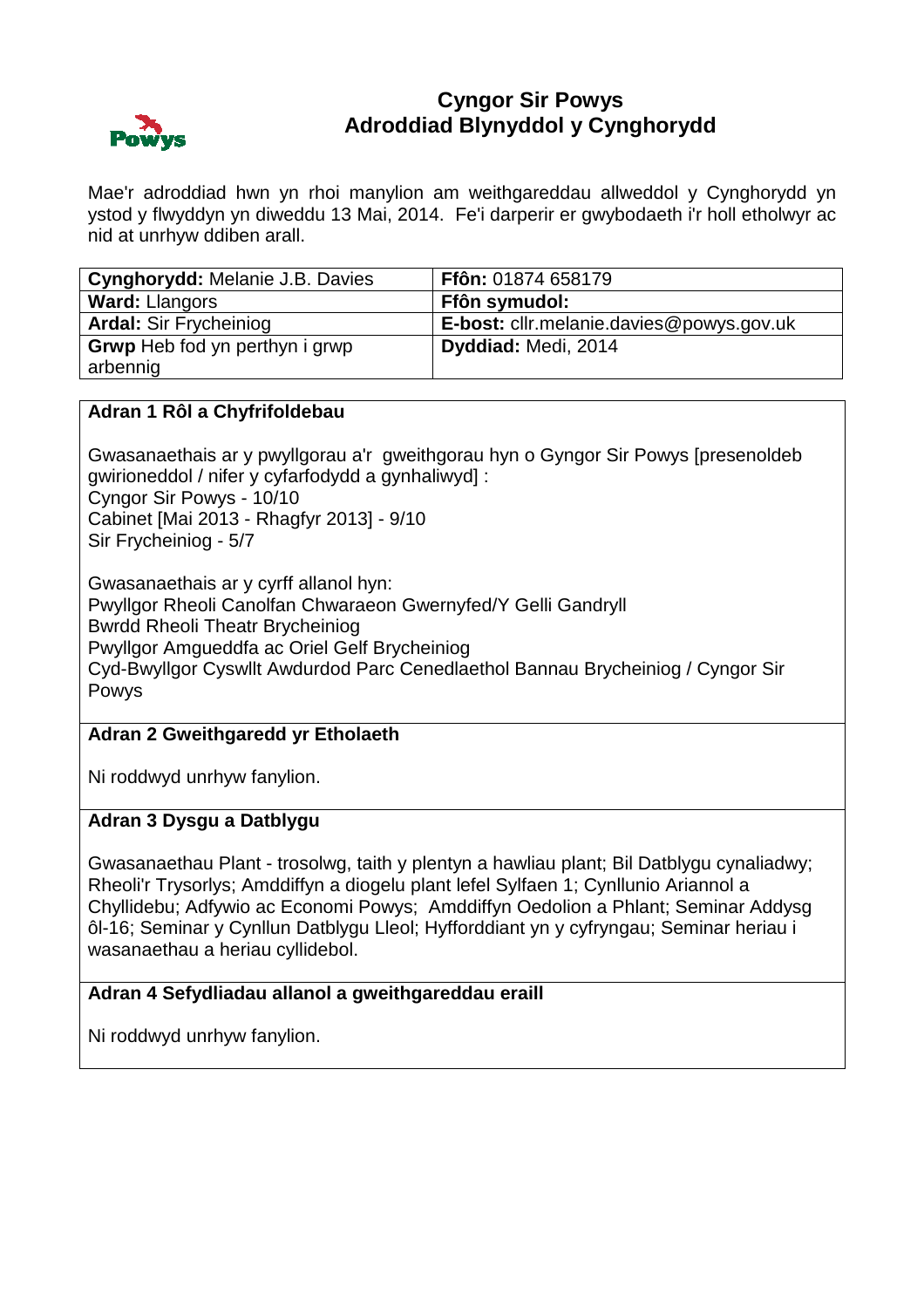# Cyngor Sir Powys
# Adroddiad Blynyddol y Cynghorydd

Mae'r adroddiad hwn yn rhoi manylion am weithgareddau allweddol y Cynghorydd yn ystod y flwyddyn yn diweddu 13 Mai, 2014. Fe'i darperir er gwybodaeth i'r holl etholwyr ac nid at unrhyw ddiben arall.

| | |
|---|---|
| **Cynghorydd:** Melanie J.B. Davies | **Ffôn:** 01874 658179 |
| **Ward:** Llangors | **Ffôn symudol:** |
| **Ardal:** Sir Frycheiniog | **E-bost:** cllr.melanie.davies@powys.gov.uk |
| **Grwp** Heb fod yn perthyn i grwp arbennig | **Dyddiad:** Medi, 2014 |

## Adran 1 Rôl a Chyfrifoldebau

Gwasanaethais ar y pwyllgorau a'r gweithgorau hyn o Gyngor Sir Powys [presenoldeb gwirioneddol / nifer y cyfarfodydd a gynhaliwyd] :
Cyngor Sir Powys - 10/10
Cabinet [Mai 2013 - Rhagfyr 2013] - 9/10
Sir Frycheiniog - 5/7

Gwasanaethais ar y cyrff allanol hyn:
Pwyllgor Rheoli Canolfan Chwaraeon Gwernyfed/Y Gelli Gandryll
Bwrdd Rheoli Theatr Brycheiniog
Pwyllgor Amgueddfa ac Oriel Gelf Brycheiniog
Cyd-Bwyllgor Cyswllt Awdurdod Parc Cenedlaethol Bannau Brycheiniog / Cyngor Sir Powys

## Adran 2 Gweithgaredd yr Etholaeth

Ni roddwyd unrhyw fanylion.

## Adran 3 Dysgu a Datblygu

Gwasanaethau Plant - trosolwg, taith y plentyn a hawliau plant; Bil Datblygu cynaliadwy; Rheoli'r Trysorlys; Amddiffyn a diogelu plant lefel Sylfaen 1; Cynllunio Ariannol a Chyllidebu; Adfywio ac Economi Powys; Amddiffyn Oedolion a Phlant; Seminar Addysg ôl-16; Seminar y Cynllun Datblygu Lleol; Hyfforddiant yn y cyfryngau; Seminar heriau i wasanaethau a heriau cyllidebol.

## Adran 4 Sefydliadau allanol a gweithgareddau eraill

Ni roddwyd unrhyw fanylion.